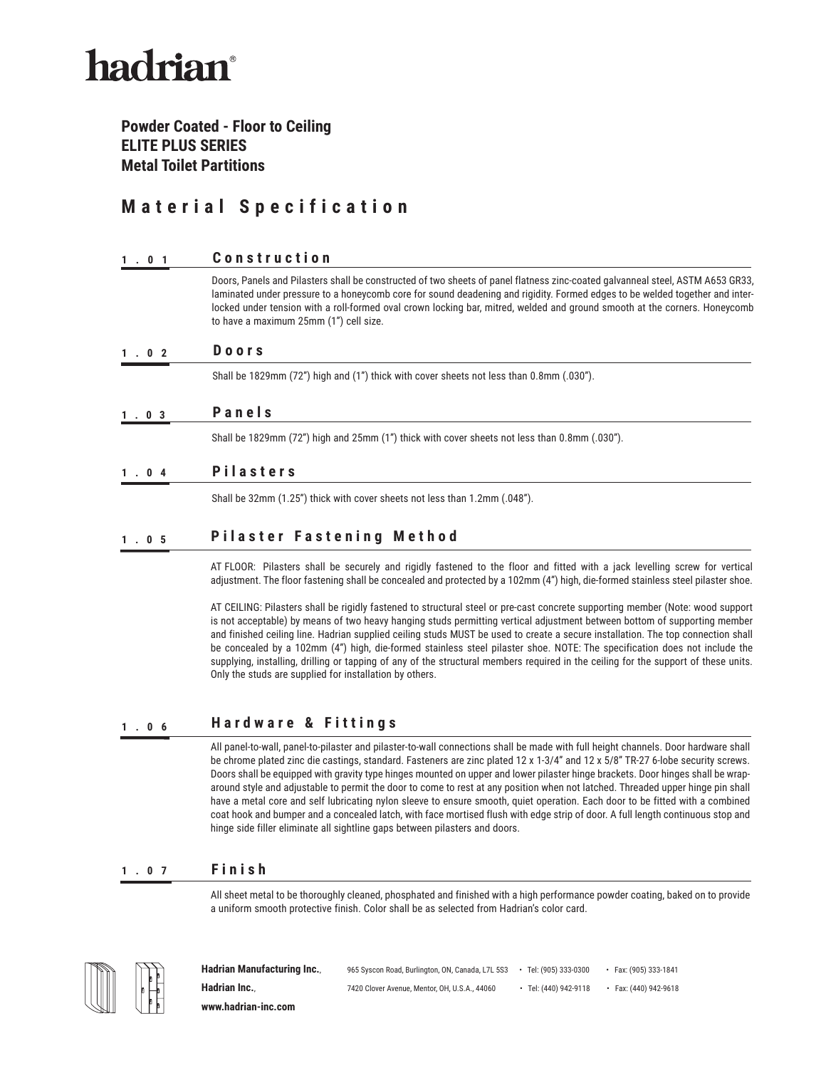hadrian®

**Powder Coated - Floor to Ceiling**
**ELITE PLUS SERIES**
**Metal Toilet Partitions**

# Material Specification

## 1.01 Construction

Doors, Panels and Pilasters shall be constructed of two sheets of panel flatness zinc-coated galvanneal steel, ASTM A653 GR33, laminated under pressure to a honeycomb core for sound deadening and rigidity. Formed edges to be welded together and interlocked under tension with a roll-formed oval crown locking bar, mitred, welded and ground smooth at the corners. Honeycomb to have a maximum 25mm (1") cell size.

## 1.02 Doors

Shall be 1829mm (72") high and (1") thick with cover sheets not less than 0.8mm (.030").

## 1.03 Panels

Shall be 1829mm (72") high and 25mm (1") thick with cover sheets not less than 0.8mm (.030").

## 1.04 Pilasters

Shall be 32mm (1.25") thick with cover sheets not less than 1.2mm (.048").

## 1.05 Pilaster Fastening Method

AT FLOOR: Pilasters shall be securely and rigidly fastened to the floor and fitted with a jack levelling screw for vertical adjustment. The floor fastening shall be concealed and protected by a 102mm (4") high, die-formed stainless steel pilaster shoe.

AT CEILING: Pilasters shall be rigidly fastened to structural steel or pre-cast concrete supporting member (Note: wood support is not acceptable) by means of two heavy hanging studs permitting vertical adjustment between bottom of supporting member and finished ceiling line. Hadrian supplied ceiling studs MUST be used to create a secure installation. The top connection shall be concealed by a 102mm (4") high, die-formed stainless steel pilaster shoe. NOTE: The specification does not include the supplying, installing, drilling or tapping of any of the structural members required in the ceiling for the support of these units. Only the studs are supplied for installation by others.

## 1.06 Hardware & Fittings

All panel-to-wall, panel-to-pilaster and pilaster-to-wall connections shall be made with full height channels. Door hardware shall be chrome plated zinc die castings, standard. Fasteners are zinc plated 12 x 1-3/4" and 12 x 5/8" TR-27 6-lobe security screws. Doors shall be equipped with gravity type hinges mounted on upper and lower pilaster hinge brackets. Door hinges shall be wrap-around style and adjustable to permit the door to come to rest at any position when not latched. Threaded upper hinge pin shall have a metal core and self lubricating nylon sleeve to ensure smooth, quiet operation. Each door to be fitted with a combined coat hook and bumper and a concealed latch, with face mortised flush with edge strip of door. A full length continuous stop and hinge side filler eliminate all sightline gaps between pilasters and doors.

## 1.07 Finish

All sheet metal to be thoroughly cleaned, phosphated and finished with a high performance powder coating, baked on to provide a uniform smooth protective finish. Color shall be as selected from Hadrian's color card.

**Hadrian Manufacturing Inc.**, 965 Syscon Road, Burlington, ON, Canada, L7L 5S3 • Tel: (905) 333-0300 • Fax: (905) 333-1841
**Hadrian Inc.**, 7420 Clover Avenue, Mentor, OH, U.S.A., 44060 • Tel: (440) 942-9118 • Fax: (440) 942-9618
**www.hadrian-inc.com**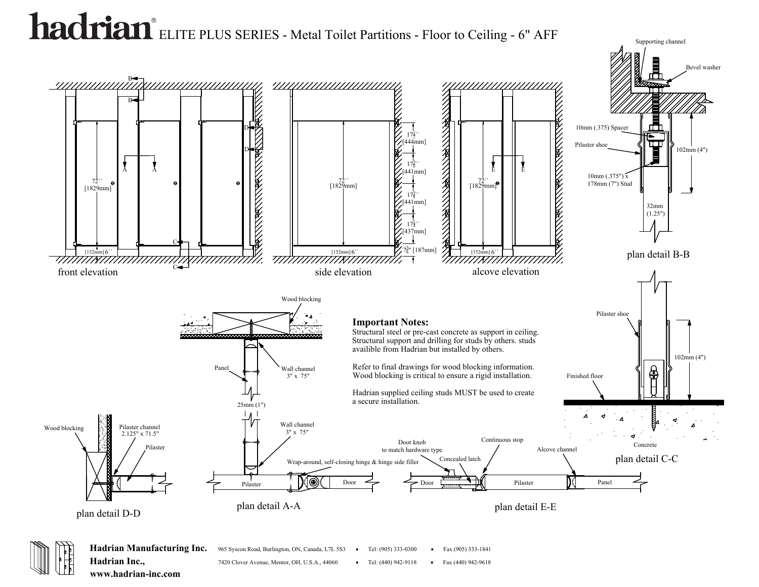# hadrian® ELITE PLUS SERIES - Metal Toilet Partitions - Floor to Ceiling - 6" AFF

front elevation

72`` [1829mm]

[152mm] 6``

side elevation

72`` [1829mm]

[152mm] 6``

$17\frac{1}{2}$`` [444mm]

$17\frac{3}{8}$`` [441mm]

$17\frac{3}{8}$`` [441mm]

$17\frac{1}{4}$`` [437mm]

$7\frac{3}{8}$" [187mm]

alcove elevation

72`` [1829mm]

[152mm] 6``

Supporting channel

Bevel washer

10mm (.375) Spacer

Pilaster shoe

10mm (.375") x 178mm (7") Stud

102mm (4")

32mm (1.25")

plan detail B-B

Wood blocking

Panel

Wall channel 3" x 75"

25mm (1")

Wall channel 3" x 75"

**Important Notes:**

Structural steel or pre-cast concrete as support in ceiling. Structural support and drilling for studs by others. studs availible from Hadrian but installed by others.

Refer to final drawings for wood blocking information. Wood blocking is critical to ensure a rigid installation.

Hadrian supplied ceiling studs MUST be used to create a secure installation.

Pilaster shoe

102mm (4")

Finished floor

Concrete

plan detail C-C

Wood blocking

Pilaster channel 2.125" x 71.5"

Pilaster

plan detail D-D

Wrap-around, self-closing hinge & hinge side filler

Pilaster

Door

plan detail A-A

Door knob to match hardware type

Concealed latch

Continuous stop

Alcove channel

Door

Pilaster

Panel

plan detail E-E

**Hadrian Manufacturing Inc.** 965 Syscon Road, Burlington, ON, Canada, L7L 5S3 • Tel: (905) 333-0300 • Fax (905) 333-1841

**Hadrian Inc.,** 7420 Clover Avenue, Mentor, OH, U.S.A., 44060 • Tel: (440) 942-9118 • Fax (440) 942-9618

**www.hadrian-inc.com**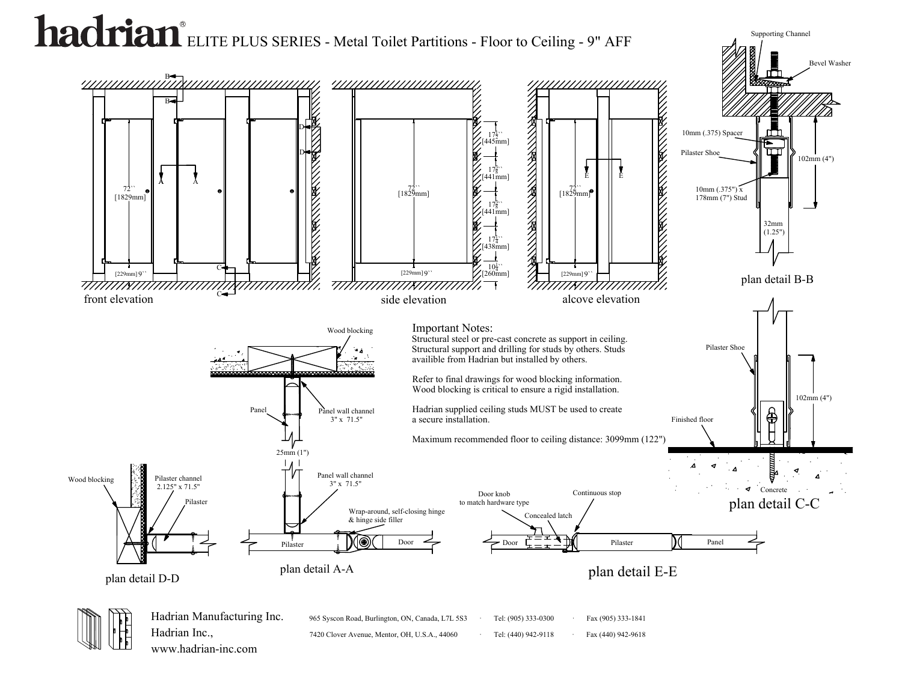# hadrian® ELITE PLUS SERIES - Metal Toilet Partitions - Floor to Ceiling - 9" AFF

front elevation

72" [1829mm]

[229mm] 9"

side elevation

72" [1829mm]

[229mm] 9"

17½" [445mm]

17⅜" [441mm]

17⅜" [441mm]

17¼" [438mm]

10¼" [260mm]

alcove elevation

72" [1829mm]

[229mm] 9"

plan detail B-B

Supporting Channel

Bevel Washer

10mm (.375) Spacer

Pilaster Shoe

10mm (.375") x 178mm (7") Stud

102mm (4")

32mm (1.25")

Important Notes:

Structural steel or pre-cast concrete as support in ceiling. Structural support and drilling for studs by others. Studs availible from Hadrian but installed by others.

Refer to final drawings for wood blocking information. Wood blocking is critical to ensure a rigid installation.

Hadrian supplied ceiling studs MUST be used to create a secure installation.

Maximum recommended floor to ceiling distance: 3099mm (122")

plan detail C-C

Pilaster Shoe

102mm (4")

Finished floor

Concrete

Wood blocking

Panel

Panel wall channel 3" x 71.5"

25mm (1")

plan detail A-A

Panel wall channel 3" x 71.5"

Wrap-around, self-closing hinge & hinge side filler

Pilaster

Door

plan detail D-D

Wood blocking

Pilaster channel 2.125" x 71.5"

Pilaster

plan detail E-E

Door knob to match hardware type

Continuous stop

Concealed latch

Door

Pilaster

Panel

Hadrian Manufacturing Inc. 965 Syscon Road, Burlington, ON, Canada, L7L 5S3 · Tel: (905) 333-0300 · Fax (905) 333-1841

Hadrian Inc., 7420 Clover Avenue, Mentor, OH, U.S.A., 44060 · Tel: (440) 942-9118 · Fax (440) 942-9618

www.hadrian-inc.com